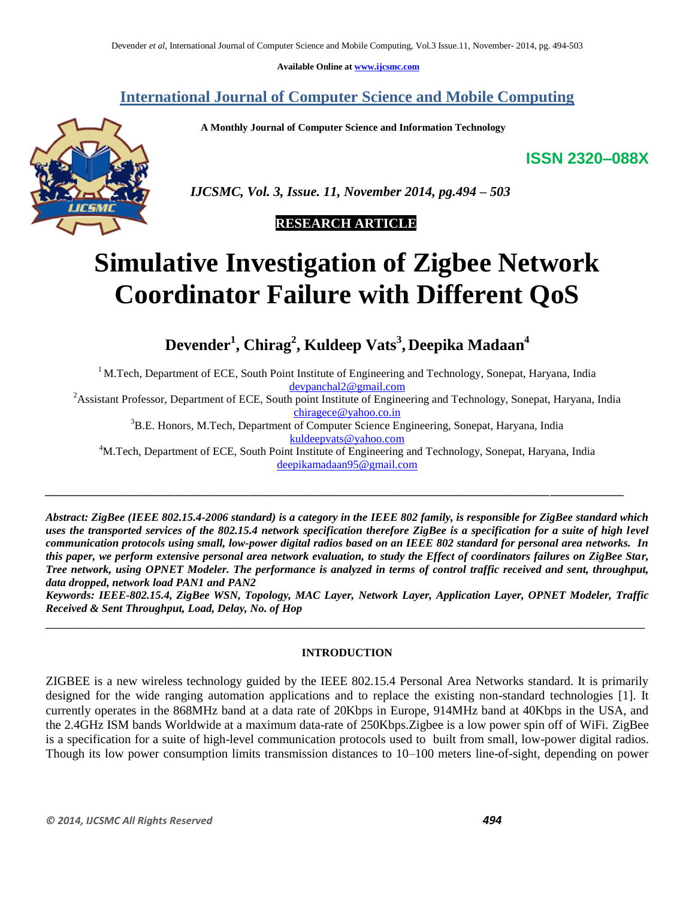Available Online at www.ijcsmc.com

# International Journal of Computer Science and Mobile Computing

**A Monthly Journal of Computer Science and Information Technology**

**ISSN 2320–088X**

*IJCSMC, Vol. 3, Issue. 11, November 2014, pg.494 – 503*

**RESEARCH ARTICLE**

# Simulative Investigation of Zigbee Network Coordinator Failure with Different QoS

**Devender[1], Chirag[2], Kuldeep Vats[3], Deepika Madaan[4]**

[1] M.Tech, Department of ECE, South Point Institute of Engineering and Technology, Sonepat, Haryana, India
devpanchal2@gmail.com

[2] Assistant Professor, Department of ECE, South point Institute of Engineering and Technology, Sonepat, Haryana, India
chiragece@yahoo.co.in

[3] B.E. Honors, M.Tech, Department of Computer Science Engineering, Sonepat, Haryana, India
kuldeepvats@yahoo.com

[4] M.Tech, Department of ECE, South Point Institute of Engineering and Technology, Sonepat, Haryana, India
deepikamadaan95@gmail.com

---

***Abstract:** ZigBee (IEEE 802.15.4-2006 standard) is a category in the IEEE 802 family, is responsible for ZigBee standard which uses the transported services of the 802.15.4 network specification therefore ZigBee is a specification for a suite of high level communication protocols using small, low-power digital radios based on an IEEE 802 standard for personal area networks. In this paper, we perform extensive personal area network evaluation, to study the Effect of coordinators failures on ZigBee Star, Tree network, using OPNET Modeler. The performance is analyzed in terms of control traffic received and sent, throughput, data dropped, network load PAN1 and PAN2*

***Keywords:** IEEE-802.15.4, ZigBee WSN, Topology, MAC Layer, Network Layer, Application Layer, OPNET Modeler, Traffic Received & Sent Throughput, Load, Delay, No. of Hop*

---

## INTRODUCTION

ZIGBEE is a new wireless technology guided by the IEEE 802.15.4 Personal Area Networks standard. It is primarily designed for the wide ranging automation applications and to replace the existing non-standard technologies [1]. It currently operates in the 868MHz band at a data rate of 20Kbps in Europe, 914MHz band at 40Kbps in the USA, and the 2.4GHz ISM bands Worldwide at a maximum data-rate of 250Kbps.Zigbee is a low power spin off of WiFi. ZigBee is a specification for a suite of high-level communication protocols used to built from small, low-power digital radios. Though its low power consumption limits transmission distances to 10–100 meters line-of-sight, depending on power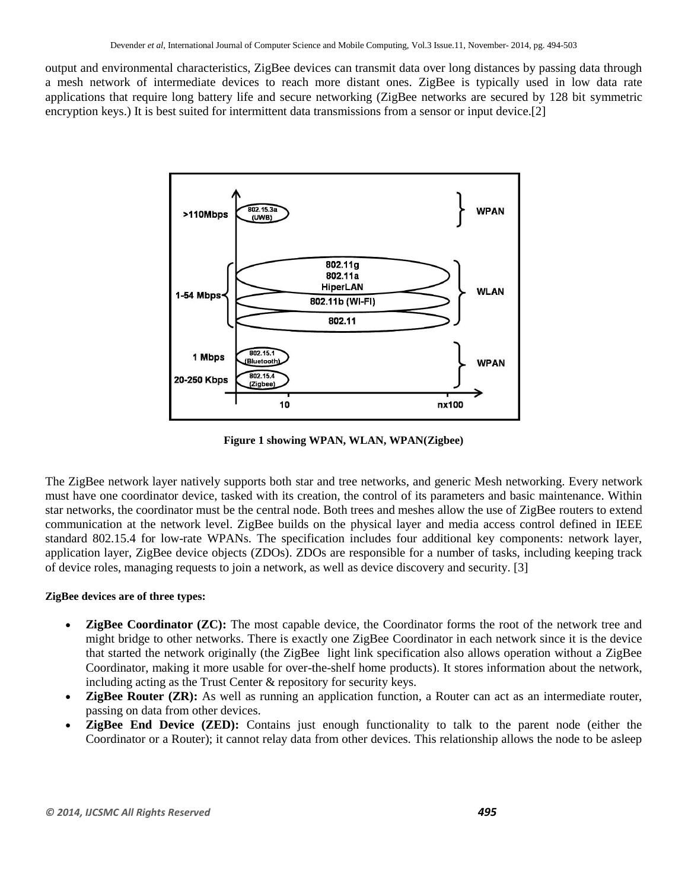output and environmental characteristics, ZigBee devices can transmit data over long distances by passing data through a mesh network of intermediate devices to reach more distant ones. ZigBee is typically used in low data rate applications that require long battery life and secure networking (ZigBee networks are secured by 128 bit symmetric encryption keys.) It is best suited for intermittent data transmissions from a sensor or input device.[2]

**Figure 1 showing WPAN, WLAN, WPAN(Zigbee)**

The ZigBee network layer natively supports both star and tree networks, and generic Mesh networking. Every network must have one coordinator device, tasked with its creation, the control of its parameters and basic maintenance. Within star networks, the coordinator must be the central node. Both trees and meshes allow the use of ZigBee routers to extend communication at the network level. ZigBee builds on the physical layer and media access control defined in IEEE standard 802.15.4 for low-rate WPANs. The specification includes four additional key components: network layer, application layer, ZigBee device objects (ZDOs). ZDOs are responsible for a number of tasks, including keeping track of device roles, managing requests to join a network, as well as device discovery and security. [3]

**ZigBee devices are of three types:**

- **ZigBee Coordinator (ZC):** The most capable device, the Coordinator forms the root of the network tree and might bridge to other networks. There is exactly one ZigBee Coordinator in each network since it is the device that started the network originally (the ZigBee light link specification also allows operation without a ZigBee Coordinator, making it more usable for over-the-shelf home products). It stores information about the network, including acting as the Trust Center & repository for security keys.
- **ZigBee Router (ZR):** As well as running an application function, a Router can act as an intermediate router, passing on data from other devices.
- **ZigBee End Device (ZED):** Contains just enough functionality to talk to the parent node (either the Coordinator or a Router); it cannot relay data from other devices. This relationship allows the node to be asleep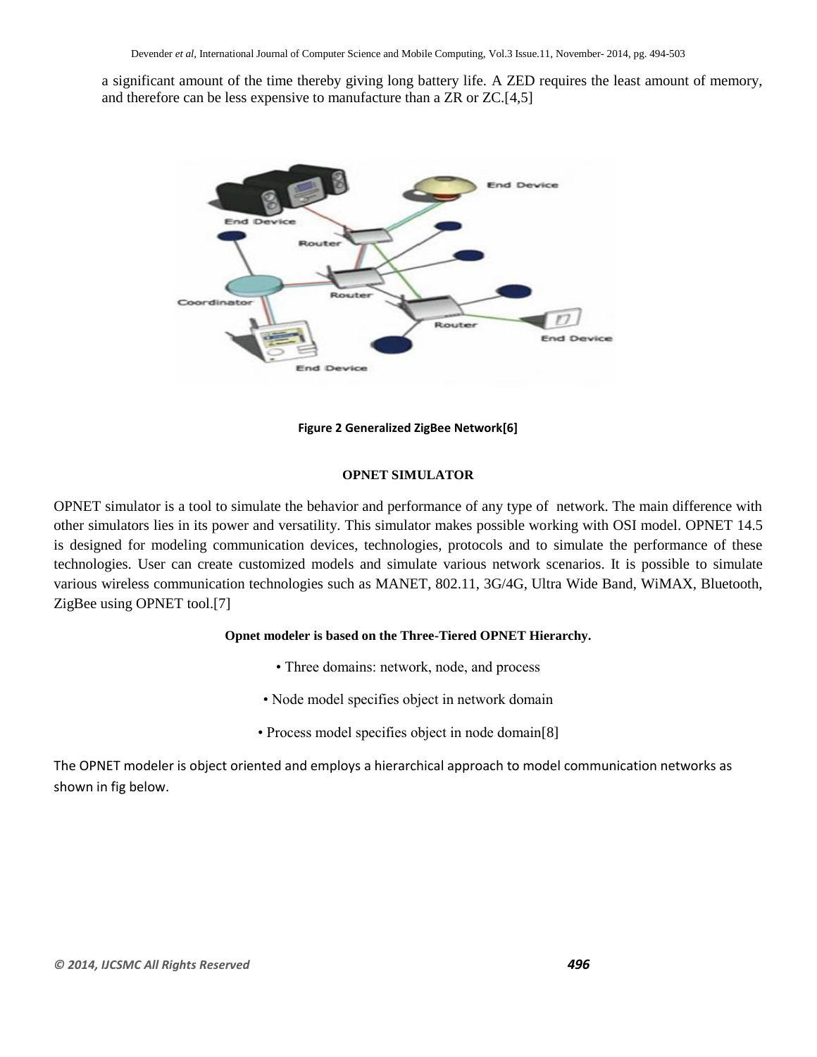a significant amount of the time thereby giving long battery life. A ZED requires the least amount of memory, and therefore can be less expensive to manufacture than a ZR or ZC.[4,5]

**Figure 2 Generalized ZigBee Network[6]**

## OPNET SIMULATOR

OPNET simulator is a tool to simulate the behavior and performance of any type of network. The main difference with other simulators lies in its power and versatility. This simulator makes possible working with OSI model. OPNET 14.5 is designed for modeling communication devices, technologies, protocols and to simulate the performance of these technologies. User can create customized models and simulate various network scenarios. It is possible to simulate various wireless communication technologies such as MANET, 802.11, 3G/4G, Ultra Wide Band, WiMAX, Bluetooth, ZigBee using OPNET tool.[7]

**Opnet modeler is based on the Three-Tiered OPNET Hierarchy.**

- Three domains: network, node, and process
- Node model specifies object in network domain
- Process model specifies object in node domain[8]

The OPNET modeler is object oriented and employs a hierarchical approach to model communication networks as shown in fig below.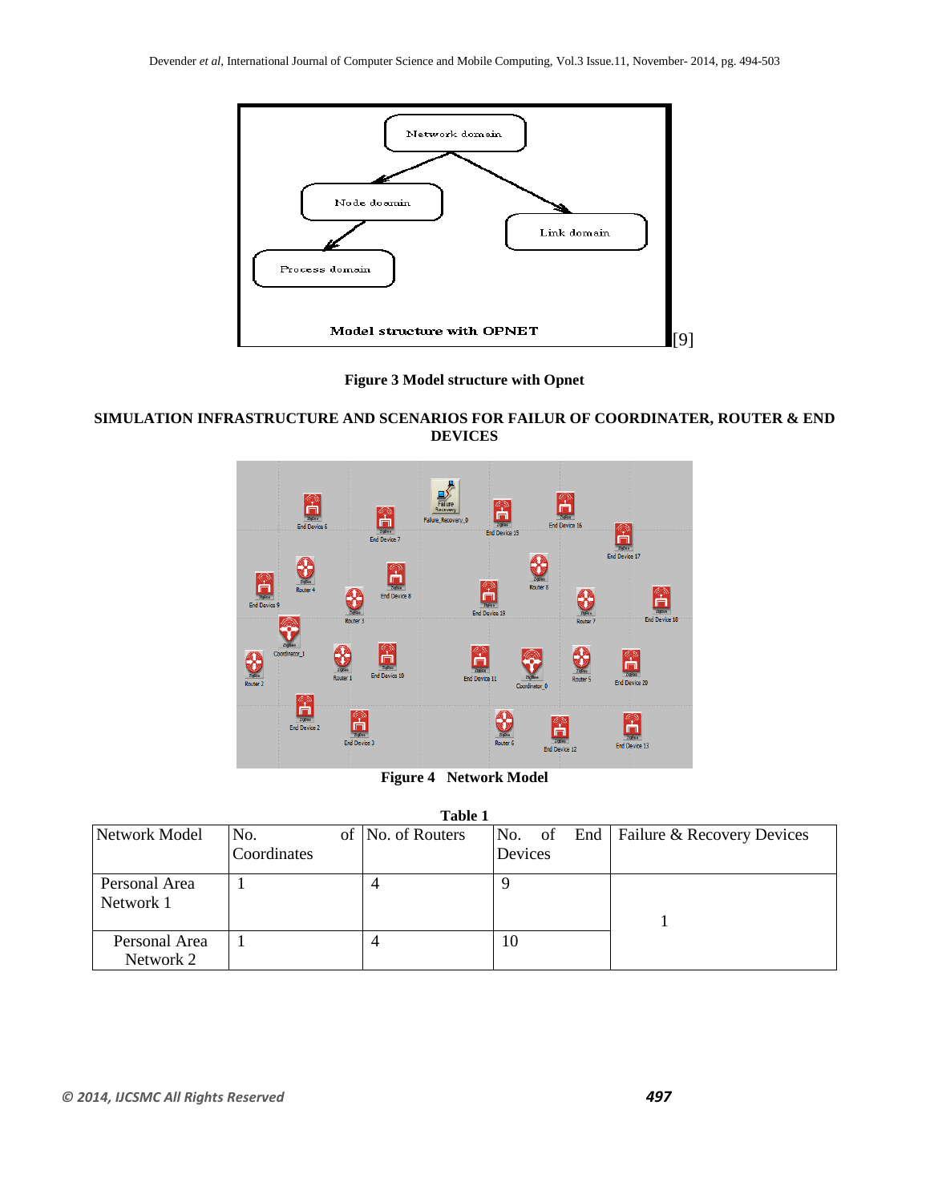Figure 3 Model structure with Opnet

## SIMULATION INFRASTRUCTURE AND SCENARIOS FOR FAILUR OF COORDINATER, ROUTER & END DEVICES

Figure 4 Network Model

**Table 1**

| Network Model | No. of Coordinates | No. of Routers | No. of End Devices | Failure & Recovery Devices |
|---|---|---|---|---|
| Personal Area Network 1 | 1 | 4 | 9 | 1 |
| Personal Area Network 2 | 1 | 4 | 10 | |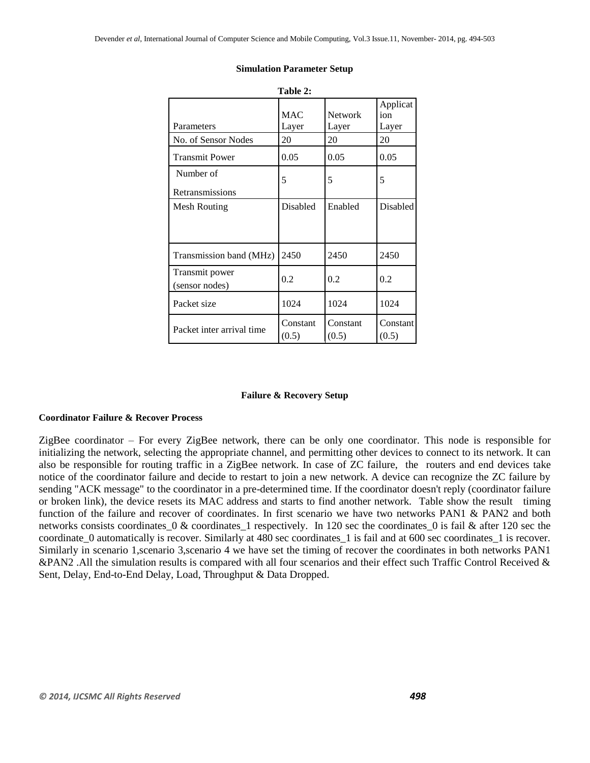**Simulation Parameter Setup**

**Table 2:**

| Parameters | MAC Layer | Network Layer | Application Layer |
|---|---|---|---|
| No. of Sensor Nodes | 20 | 20 | 20 |
| Transmit Power | 0.05 | 0.05 | 0.05 |
| Number of Retransmissions | 5 | 5 | 5 |
| Mesh Routing | Disabled | Enabled | Disabled |
| Transmission band (MHz) | 2450 | 2450 | 2450 |
| Transmit power (sensor nodes) | 0.2 | 0.2 | 0.2 |
| Packet size | 1024 | 1024 | 1024 |
| Packet inter arrival time | Constant (0.5) | Constant (0.5) | Constant (0.5) |

**Failure & Recovery Setup**

**Coordinator Failure & Recover Process**

ZigBee coordinator – For every ZigBee network, there can be only one coordinator. This node is responsible for initializing the network, selecting the appropriate channel, and permitting other devices to connect to its network. It can also be responsible for routing traffic in a ZigBee network. In case of ZC failure, the routers and end devices take notice of the coordinator failure and decide to restart to join a new network. A device can recognize the ZC failure by sending "ACK message" to the coordinator in a pre-determined time. If the coordinator doesn't reply (coordinator failure or broken link), the device resets its MAC address and starts to find another network. Table show the result timing function of the failure and recover of coordinates. In first scenario we have two networks PAN1 & PAN2 and both networks consists coordinates_0 & coordinates_1 respectively. In 120 sec the coordinates_0 is fail & after 120 sec the coordinate_0 automatically is recover. Similarly at 480 sec coordinates_1 is fail and at 600 sec coordinates_1 is recover. Similarly in scenario 1,scenario 3,scenario 4 we have set the timing of recover the coordinates in both networks PAN1 &PAN2 .All the simulation results is compared with all four scenarios and their effect such Traffic Control Received & Sent, Delay, End-to-End Delay, Load, Throughput & Data Dropped.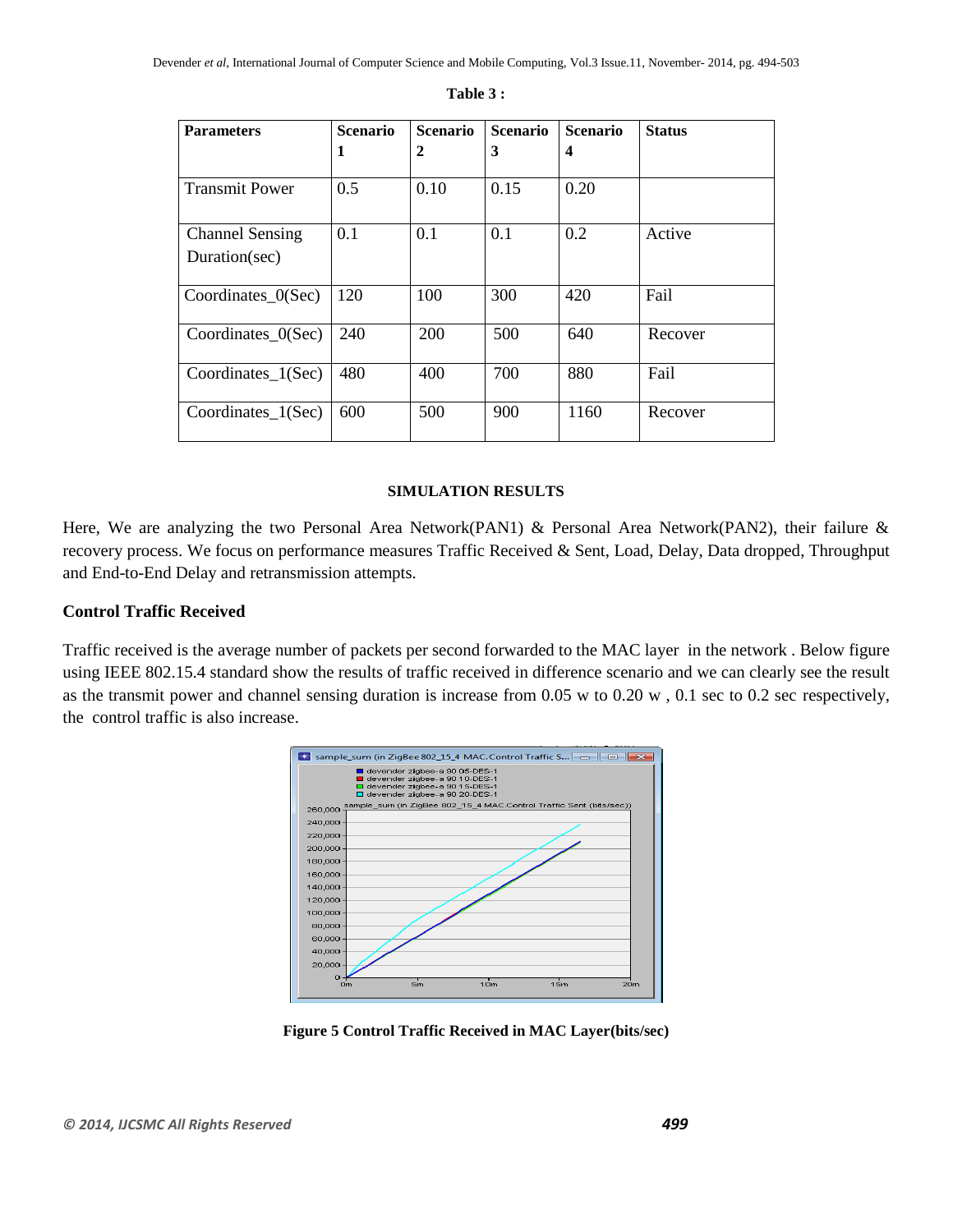**Table 3 :**

| Parameters | Scenario 1 | Scenario 2 | Scenario 3 | Scenario 4 | Status |
|---|---|---|---|---|---|
| Transmit Power | 0.5 | 0.10 | 0.15 | 0.20 | |
| Channel Sensing Duration(sec) | 0.1 | 0.1 | 0.1 | 0.2 | Active |
| Coordinates_0(Sec) | 120 | 100 | 300 | 420 | Fail |
| Coordinates_0(Sec) | 240 | 200 | 500 | 640 | Recover |
| Coordinates_1(Sec) | 480 | 400 | 700 | 880 | Fail |
| Coordinates_1(Sec) | 600 | 500 | 900 | 1160 | Recover |

## SIMULATION RESULTS

Here, We are analyzing the two Personal Area Network(PAN1) & Personal Area Network(PAN2), their failure & recovery process. We focus on performance measures Traffic Received & Sent, Load, Delay, Data dropped, Throughput and End-to-End Delay and retransmission attempts.

### Control Traffic Received

Traffic received is the average number of packets per second forwarded to the MAC layer in the network . Below figure using IEEE 802.15.4 standard show the results of traffic received in difference scenario and we can clearly see the result as the transmit power and channel sensing duration is increase from 0.05 w to 0.20 w , 0.1 sec to 0.2 sec respectively, the control traffic is also increase.

**Figure 5 Control Traffic Received in MAC Layer(bits/sec)**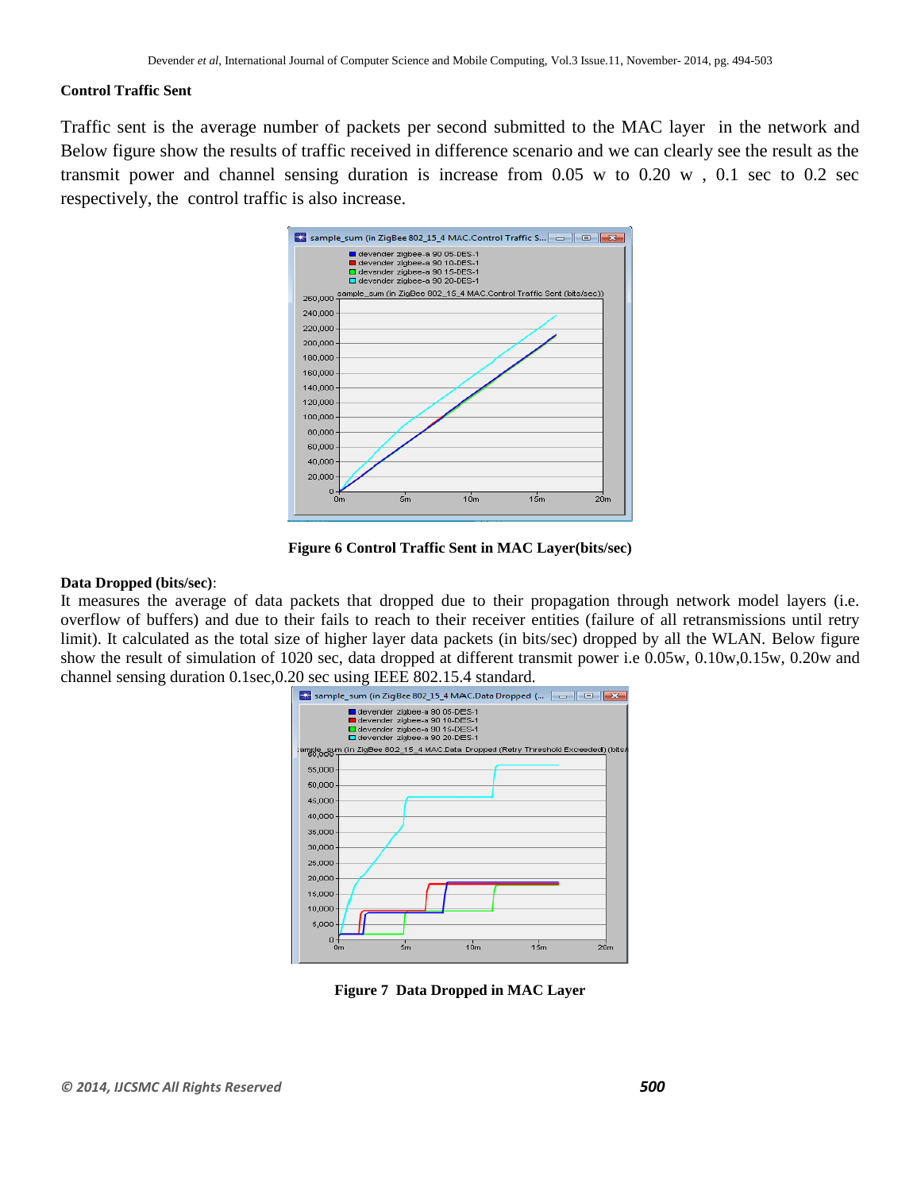**Control Traffic Sent**

Traffic sent is the average number of packets per second submitted to the MAC layer in the network and Below figure show the results of traffic received in difference scenario and we can clearly see the result as the transmit power and channel sensing duration is increase from 0.05 w to 0.20 w , 0.1 sec to 0.2 sec respectively, the control traffic is also increase.

**Figure 6 Control Traffic Sent in MAC Layer(bits/sec)**

**Data Dropped (bits/sec)**:

It measures the average of data packets that dropped due to their propagation through network model layers (i.e. overflow of buffers) and due to their fails to reach to their receiver entities (failure of all retransmissions until retry limit). It calculated as the total size of higher layer data packets (in bits/sec) dropped by all the WLAN. Below figure show the result of simulation of 1020 sec, data dropped at different transmit power i.e 0.05w, 0.10w,0.15w, 0.20w and channel sensing duration 0.1sec,0.20 sec using IEEE 802.15.4 standard.

**Figure 7 Data Dropped in MAC Layer**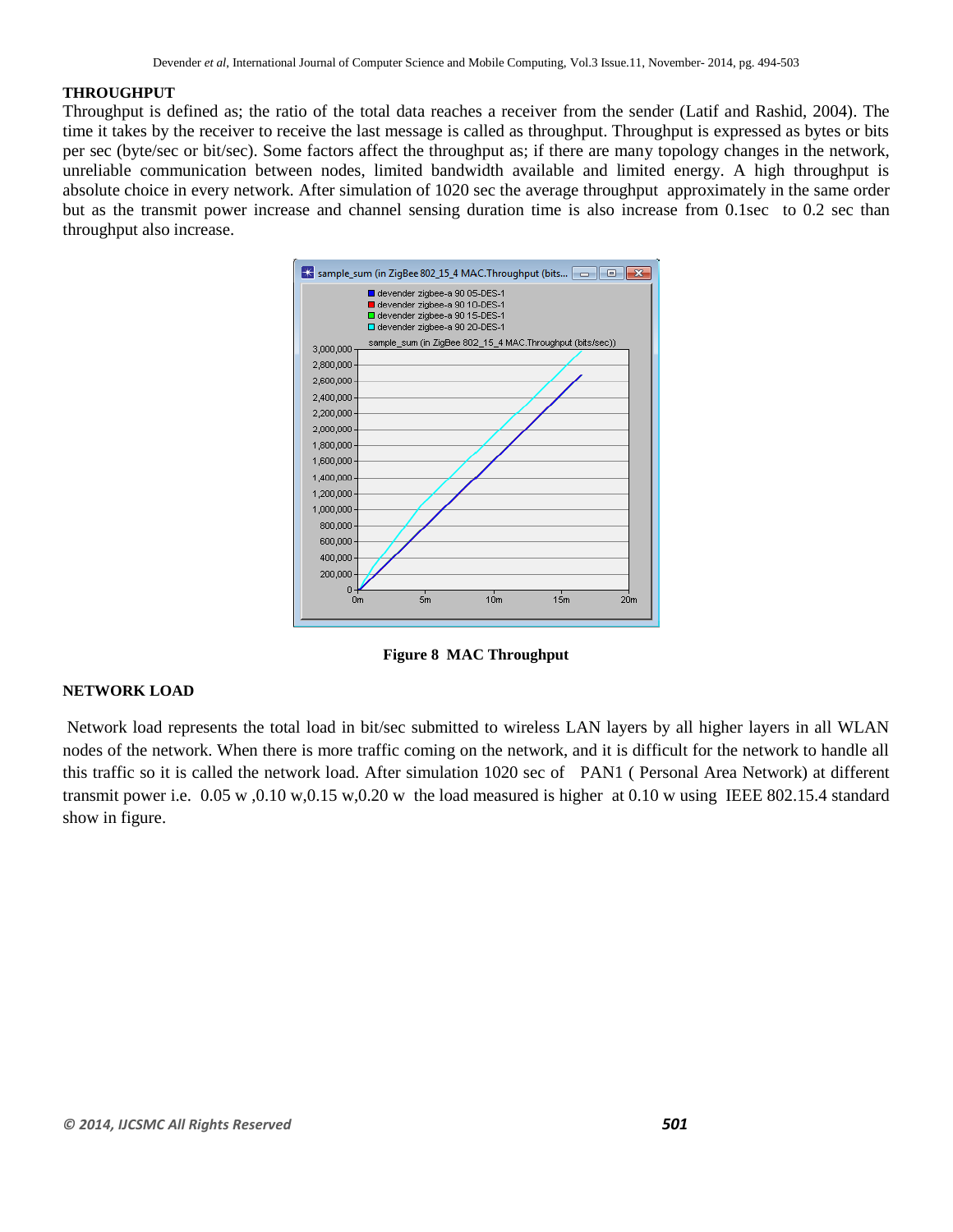**THROUGHPUT**

Throughput is defined as; the ratio of the total data reaches a receiver from the sender (Latif and Rashid, 2004). The time it takes by the receiver to receive the last message is called as throughput. Throughput is expressed as bytes or bits per sec (byte/sec or bit/sec). Some factors affect the throughput as; if there are many topology changes in the network, unreliable communication between nodes, limited bandwidth available and limited energy. A high throughput is absolute choice in every network. After simulation of 1020 sec the average throughput approximately in the same order but as the transmit power increase and channel sensing duration time is also increase from 0.1sec to 0.2 sec than throughput also increase.

**Figure 8 MAC Throughput**

**NETWORK LOAD**

Network load represents the total load in bit/sec submitted to wireless LAN layers by all higher layers in all WLAN nodes of the network. When there is more traffic coming on the network, and it is difficult for the network to handle all this traffic so it is called the network load. After simulation 1020 sec of PAN1 ( Personal Area Network) at different transmit power i.e. 0.05 w ,0.10 w,0.15 w,0.20 w the load measured is higher at 0.10 w using IEEE 802.15.4 standard show in figure.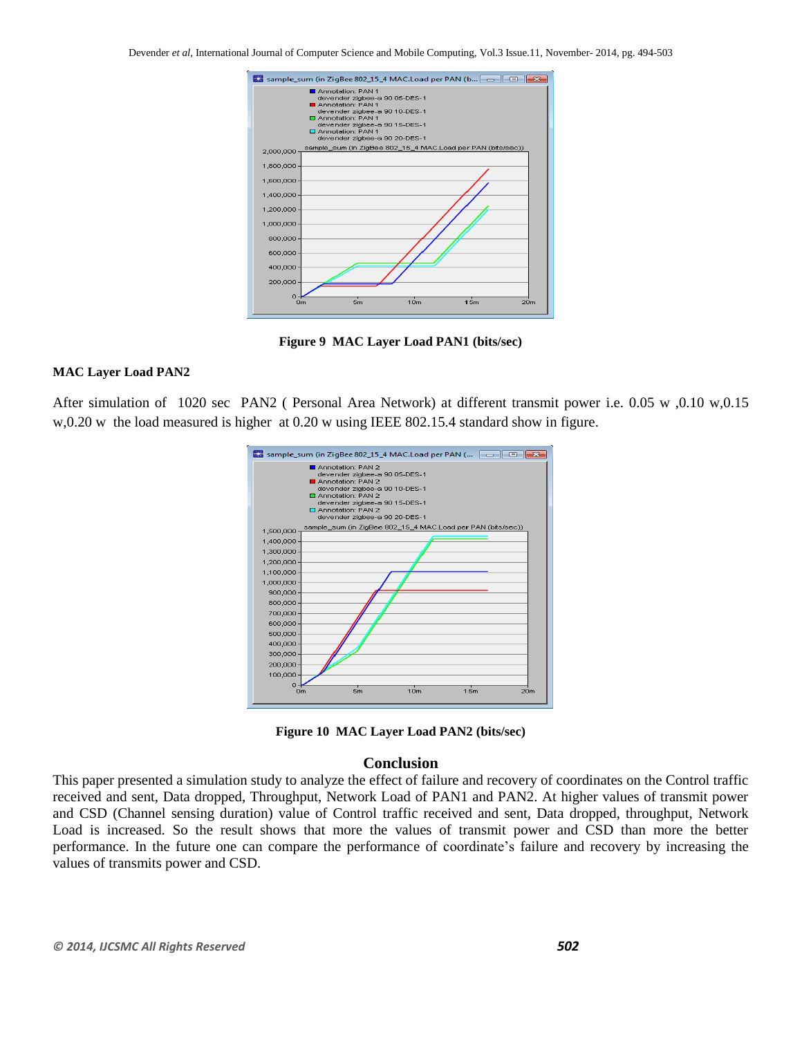Figure 9 MAC Layer Load PAN1 (bits/sec)

**MAC Layer Load PAN2**

After simulation of 1020 sec PAN2 ( Personal Area Network) at different transmit power i.e. 0.05 w ,0.10 w,0.15 w,0.20 w the load measured is higher at 0.20 w using IEEE 802.15.4 standard show in figure.

Figure 10 MAC Layer Load PAN2 (bits/sec)

## Conclusion

This paper presented a simulation study to analyze the effect of failure and recovery of coordinates on the Control traffic received and sent, Data dropped, Throughput, Network Load of PAN1 and PAN2. At higher values of transmit power and CSD (Channel sensing duration) value of Control traffic received and sent, Data dropped, throughput, Network Load is increased. So the result shows that more the values of transmit power and CSD than more the better performance. In the future one can compare the performance of coordinate's failure and recovery by increasing the values of transmits power and CSD.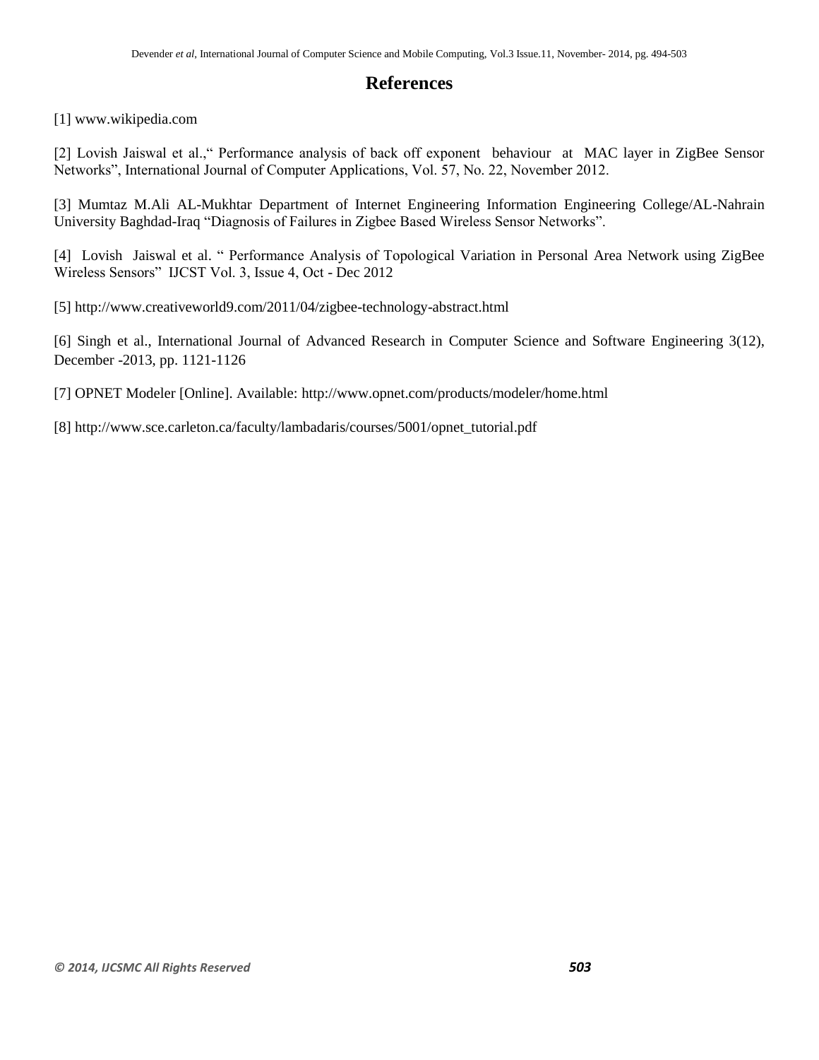# References

[1] www.wikipedia.com

[2] Lovish Jaiswal et al.," Performance analysis of back off exponent behaviour at MAC layer in ZigBee Sensor Networks", International Journal of Computer Applications, Vol. 57, No. 22, November 2012.

[3] Mumtaz M.Ali AL-Mukhtar Department of Internet Engineering Information Engineering College/AL-Nahrain University Baghdad-Iraq "Diagnosis of Failures in Zigbee Based Wireless Sensor Networks".

[4] Lovish Jaiswal et al. " Performance Analysis of Topological Variation in Personal Area Network using ZigBee Wireless Sensors" IJCST Vol. 3, Issue 4, Oct - Dec 2012

[5] http://www.creativeworld9.com/2011/04/zigbee-technology-abstract.html

[6] Singh et al., International Journal of Advanced Research in Computer Science and Software Engineering 3(12), December -2013, pp. 1121-1126

[7] OPNET Modeler [Online]. Available: http://www.opnet.com/products/modeler/home.html

[8] http://www.sce.carleton.ca/faculty/lambadaris/courses/5001/opnet_tutorial.pdf